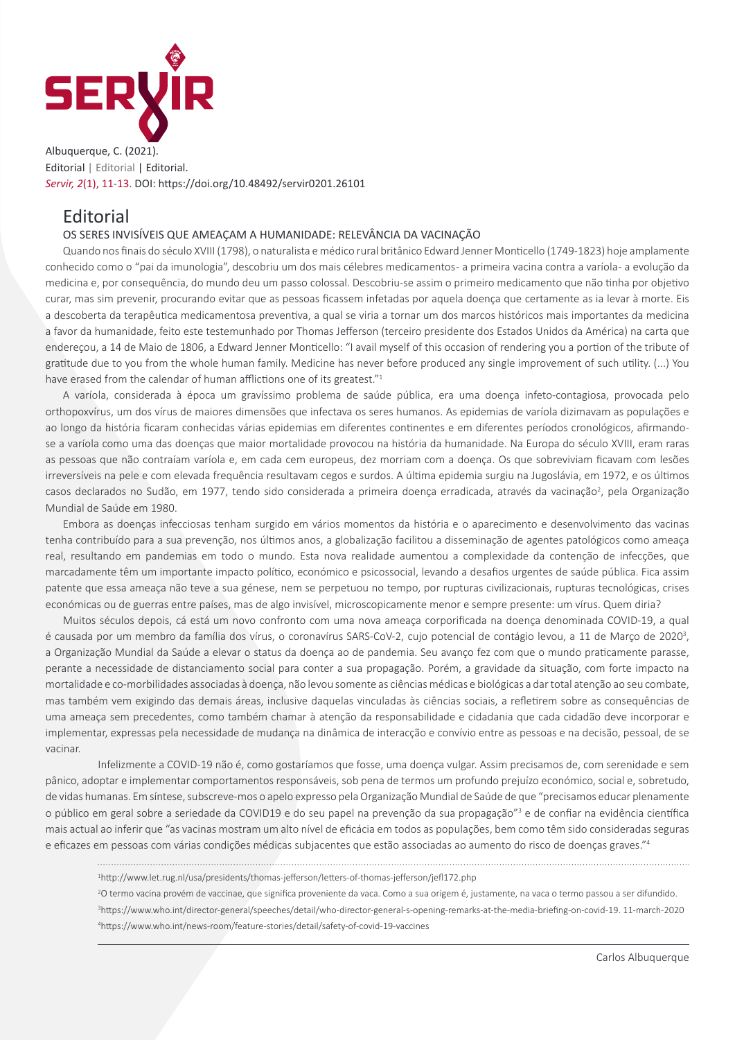Albuquerque, C. (2021).
Editorial | Editorial | Editorial.
*Servir, 2*(1), 11-13. DOI: https://doi.org/10.48492/servir0201.26101

# Editorial

## OS SERES INVISÍVEIS QUE AMEAÇAM A HUMANIDADE: RELEVÂNCIA DA VACINAÇÃO

Quando nos finais do século XVIII (1798), o naturalista e médico rural britânico Edward Jenner Monticello (1749-1823) hoje amplamente conhecido como o "pai da imunologia", descobriu um dos mais célebres medicamentos- a primeira vacina contra a varíola- a evolução da medicina e, por consequência, do mundo deu um passo colossal. Descobriu-se assim o primeiro medicamento que não tinha por objetivo curar, mas sim prevenir, procurando evitar que as pessoas ficassem infetadas por aquela doença que certamente as ia levar à morte. Eis a descoberta da terapêutica medicamentosa preventiva, a qual se viria a tornar um dos marcos históricos mais importantes da medicina a favor da humanidade, feito este testemunhado por Thomas Jefferson (terceiro presidente dos Estados Unidos da América) na carta que endereçou, a 14 de Maio de 1806, a Edward Jenner Monticello: "I avail myself of this occasion of rendering you a portion of the tribute of gratitude due to you from the whole human family. Medicine has never before produced any single improvement of such utility. (...) You have erased from the calendar of human afflictions one of its greatest."[1]

A varíola, considerada à época um gravíssimo problema de saúde pública, era uma doença infeto-contagiosa, provocada pelo orthopoxvírus, um dos vírus de maiores dimensões que infectava os seres humanos. As epidemias de varíola dizimavam as populações e ao longo da história ficaram conhecidas várias epidemias em diferentes continentes e em diferentes períodos cronológicos, afirmando-se a varíola como uma das doenças que maior mortalidade provocou na história da humanidade. Na Europa do século XVIII, eram raras as pessoas que não contraíam varíola e, em cada cem europeus, dez morriam com a doença. Os que sobreviviam ficavam com lesões irreversíveis na pele e com elevada frequência resultavam cegos e surdos. A última epidemia surgiu na Jugoslávia, em 1972, e os últimos casos declarados no Sudão, em 1977, tendo sido considerada a primeira doença erradicada, através da vacinação[2], pela Organização Mundial de Saúde em 1980.

Embora as doenças infecciosas tenham surgido em vários momentos da história e o aparecimento e desenvolvimento das vacinas tenha contribuído para a sua prevenção, nos últimos anos, a globalização facilitou a disseminação de agentes patológicos como ameaça real, resultando em pandemias em todo o mundo. Esta nova realidade aumentou a complexidade da contenção de infecções, que marcadamente têm um importante impacto político, económico e psicossocial, levando a desafios urgentes de saúde pública. Fica assim patente que essa ameaça não teve a sua génese, nem se perpetuou no tempo, por rupturas civilizacionais, rupturas tecnológicas, crises económicas ou de guerras entre países, mas de algo invisível, microscopicamente menor e sempre presente: um vírus. Quem diria?

Muitos séculos depois, cá está um novo confronto com uma nova ameaça corporificada na doença denominada COVID-19, a qual é causada por um membro da família dos vírus, o coronavírus SARS-CoV-2, cujo potencial de contágio levou, a 11 de Março de 2020[3], a Organização Mundial da Saúde a elevar o status da doença ao de pandemia. Seu avanço fez com que o mundo praticamente parasse, perante a necessidade de distanciamento social para conter a sua propagação. Porém, a gravidade da situação, com forte impacto na mortalidade e co-morbilidades associadas à doença, não levou somente as ciências médicas e biológicas a dar total atenção ao seu combate, mas também vem exigindo das demais áreas, inclusive daquelas vinculadas às ciências sociais, a refletirem sobre as consequências de uma ameaça sem precedentes, como também chamar à atenção da responsabilidade e cidadania que cada cidadão deve incorporar e implementar, expressas pela necessidade de mudança na dinâmica de interacção e convívio entre as pessoas e na decisão, pessoal, de se vacinar.

Infelizmente a COVID-19 não é, como gostaríamos que fosse, uma doença vulgar. Assim precisamos de, com serenidade e sem pânico, adoptar e implementar comportamentos responsáveis, sob pena de termos um profundo prejuízo económico, social e, sobretudo, de vidas humanas. Em síntese, subscreve-mos o apelo expresso pela Organização Mundial de Saúde de que "precisamos educar plenamente o público em geral sobre a seriedade da COVID19 e do seu papel na prevenção da sua propagação"[3] e de confiar na evidência científica mais actual ao inferir que "as vacinas mostram um alto nível de eficácia em todos as populações, bem como têm sido consideradas seguras e eficazes em pessoas com várias condições médicas subjacentes que estão associadas ao aumento do risco de doenças graves."[4]

---

[1] http://www.let.rug.nl/usa/presidents/thomas-jefferson/letters-of-thomas-jefferson/jefl172.php

[2] O termo vacina provém de vaccinae, que significa proveniente da vaca. Como a sua origem é, justamente, na vaca o termo passou a ser difundido.

[3] https://www.who.int/director-general/speeches/detail/who-director-general-s-opening-remarks-at-the-media-briefing-on-covid-19. 11-march-2020

[4] https://www.who.int/news-room/feature-stories/detail/safety-of-covid-19-vaccines

Carlos Albuquerque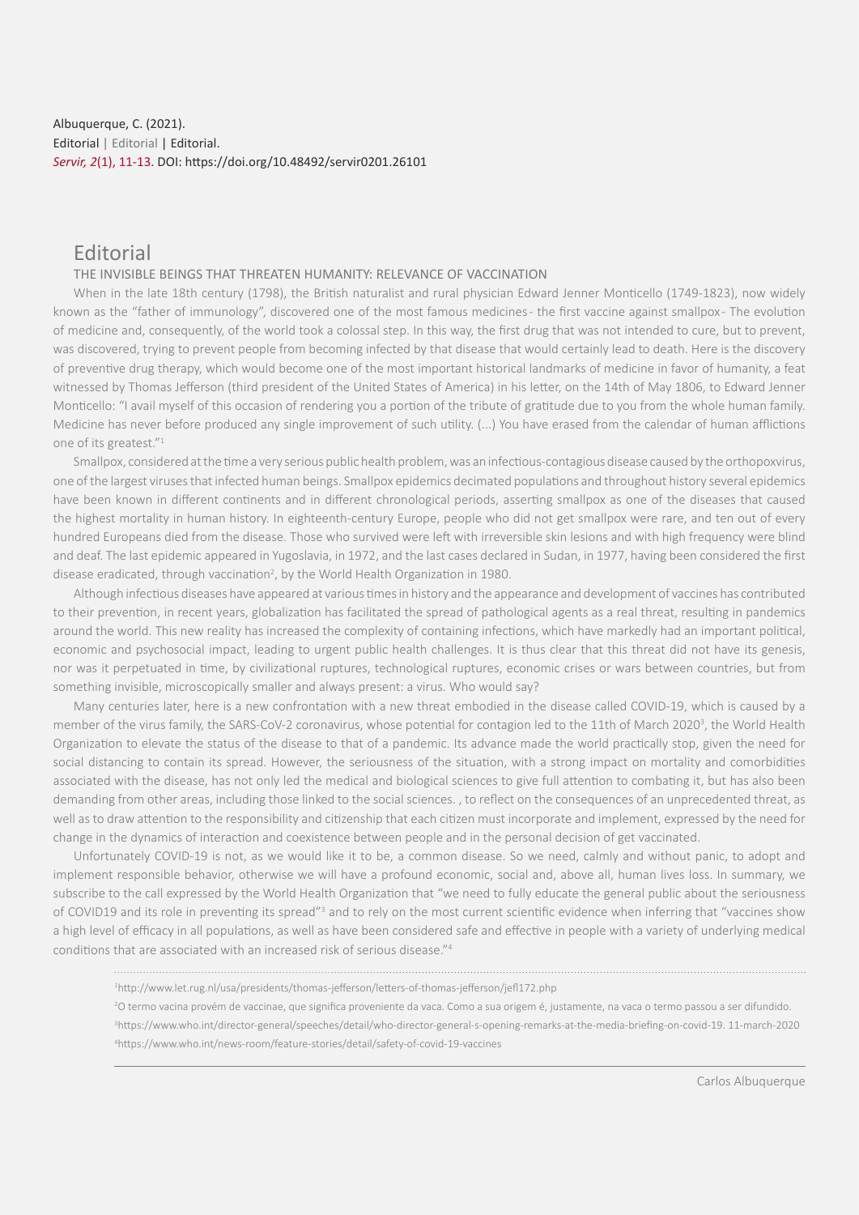Albuquerque, C. (2021).
Editorial | Editorial | Editorial.
*Servir, 2*(1), 11-13. DOI: https://doi.org/10.48492/servir0201.26101

# Editorial

## THE INVISIBLE BEINGS THAT THREATEN HUMANITY: RELEVANCE OF VACCINATION

When in the late 18th century (1798), the British naturalist and rural physician Edward Jenner Monticello (1749-1823), now widely known as the "father of immunology", discovered one of the most famous medicines - the first vaccine against smallpox - The evolution of medicine and, consequently, of the world took a colossal step. In this way, the first drug that was not intended to cure, but to prevent, was discovered, trying to prevent people from becoming infected by that disease that would certainly lead to death. Here is the discovery of preventive drug therapy, which would become one of the most important historical landmarks of medicine in favor of humanity, a feat witnessed by Thomas Jefferson (third president of the United States of America) in his letter, on the 14th of May 1806, to Edward Jenner Monticello: "I avail myself of this occasion of rendering you a portion of the tribute of gratitude due to you from the whole human family. Medicine has never before produced any single improvement of such utility. (...) You have erased from the calendar of human afflictions one of its greatest."[1]

Smallpox, considered at the time a very serious public health problem, was an infectious-contagious disease caused by the orthopoxvirus, one of the largest viruses that infected human beings. Smallpox epidemics decimated populations and throughout history several epidemics have been known in different continents and in different chronological periods, asserting smallpox as one of the diseases that caused the highest mortality in human history. In eighteenth-century Europe, people who did not get smallpox were rare, and ten out of every hundred Europeans died from the disease. Those who survived were left with irreversible skin lesions and with high frequency were blind and deaf. The last epidemic appeared in Yugoslavia, in 1972, and the last cases declared in Sudan, in 1977, having been considered the first disease eradicated, through vaccination[2], by the World Health Organization in 1980.

Although infectious diseases have appeared at various times in history and the appearance and development of vaccines has contributed to their prevention, in recent years, globalization has facilitated the spread of pathological agents as a real threat, resulting in pandemics around the world. This new reality has increased the complexity of containing infections, which have markedly had an important political, economic and psychosocial impact, leading to urgent public health challenges. It is thus clear that this threat did not have its genesis, nor was it perpetuated in time, by civilizational ruptures, technological ruptures, economic crises or wars between countries, but from something invisible, microscopically smaller and always present: a virus. Who would say?

Many centuries later, here is a new confrontation with a new threat embodied in the disease called COVID-19, which is caused by a member of the virus family, the SARS-CoV-2 coronavirus, whose potential for contagion led to the 11th of March 2020[3], the World Health Organization to elevate the status of the disease to that of a pandemic. Its advance made the world practically stop, given the need for social distancing to contain its spread. However, the seriousness of the situation, with a strong impact on mortality and comorbidities associated with the disease, has not only led the medical and biological sciences to give full attention to combating it, but has also been demanding from other areas, including those linked to the social sciences. , to reflect on the consequences of an unprecedented threat, as well as to draw attention to the responsibility and citizenship that each citizen must incorporate and implement, expressed by the need for change in the dynamics of interaction and coexistence between people and in the personal decision of get vaccinated.

Unfortunately COVID-19 is not, as we would like it to be, a common disease. So we need, calmly and without panic, to adopt and implement responsible behavior, otherwise we will have a profound economic, social and, above all, human lives loss. In summary, we subscribe to the call expressed by the World Health Organization that "we need to fully educate the general public about the seriousness of COVID19 and its role in preventing its spread"[3] and to rely on the most current scientific evidence when inferring that "vaccines show a high level of efficacy in all populations, as well as have been considered safe and effective in people with a variety of underlying medical conditions that are associated with an increased risk of serious disease."[4]

---

[1] http://www.let.rug.nl/usa/presidents/thomas-jefferson/letters-of-thomas-jefferson/jefl172.php

[2] O termo vacina provém de vaccinae, que significa proveniente da vaca. Como a sua origem é, justamente, na vaca o termo passou a ser difundido.

[3] https://www.who.int/director-general/speeches/detail/who-director-general-s-opening-remarks-at-the-media-briefing-on-covid-19. 11-march-2020

[4] https://www.who.int/news-room/feature-stories/detail/safety-of-covid-19-vaccines

Carlos Albuquerque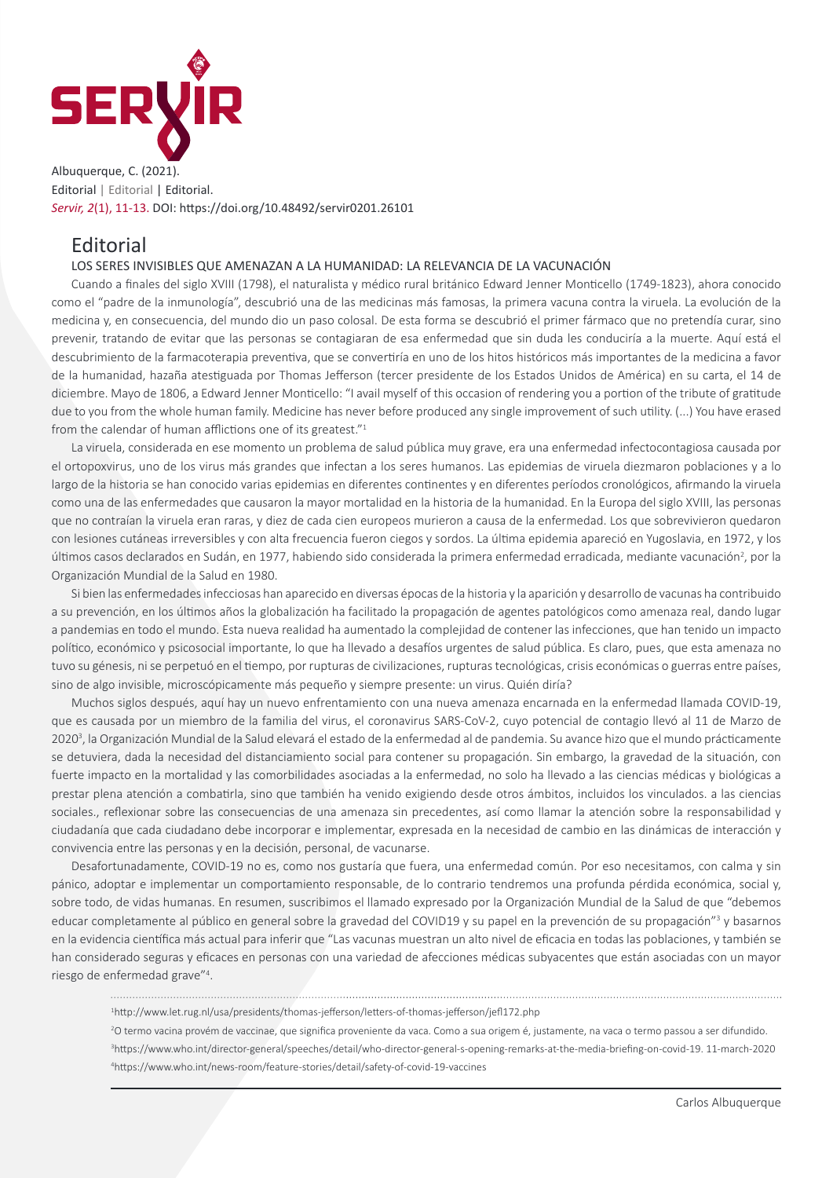Albuquerque, C. (2021).
Editorial | Editorial | Editorial.
*Servir, 2*(1), 11-13. DOI: https://doi.org/10.48492/servir0201.26101

# Editorial

## LOS SERES INVISIBLES QUE AMENAZAN A LA HUMANIDAD: LA RELEVANCIA DE LA VACUNACIÓN

Cuando a finales del siglo XVIII (1798), el naturalista y médico rural británico Edward Jenner Monticello (1749-1823), ahora conocido como el "padre de la inmunología", descubrió una de las medicinas más famosas, la primera vacuna contra la viruela. La evolución de la medicina y, en consecuencia, del mundo dio un paso colosal. De esta forma se descubrió el primer fármaco que no pretendía curar, sino prevenir, tratando de evitar que las personas se contagiaran de esa enfermedad que sin duda les conduciría a la muerte. Aquí está el descubrimiento de la farmacoterapia preventiva, que se convertiría en uno de los hitos históricos más importantes de la medicina a favor de la humanidad, hazaña atestiguada por Thomas Jefferson (tercer presidente de los Estados Unidos de América) en su carta, el 14 de diciembre. Mayo de 1806, a Edward Jenner Monticello: "I avail myself of this occasion of rendering you a portion of the tribute of gratitude due to you from the whole human family. Medicine has never before produced any single improvement of such utility. (...) You have erased from the calendar of human afflictions one of its greatest."[1]

La viruela, considerada en ese momento un problema de salud pública muy grave, era una enfermedad infectocontagiosa causada por el ortopoxvirus, uno de los virus más grandes que infectan a los seres humanos. Las epidemias de viruela diezmaron poblaciones y a lo largo de la historia se han conocido varias epidemias en diferentes continentes y en diferentes períodos cronológicos, afirmando la viruela como una de las enfermedades que causaron la mayor mortalidad en la historia de la humanidad. En la Europa del siglo XVIII, las personas que no contraían la viruela eran raras, y diez de cada cien europeos murieron a causa de la enfermedad. Los que sobrevivieron quedaron con lesiones cutáneas irreversibles y con alta frecuencia fueron ciegos y sordos. La última epidemia apareció en Yugoslavia, en 1972, y los últimos casos declarados en Sudán, en 1977, habiendo sido considerada la primera enfermedad erradicada, mediante vacunación[2], por la Organización Mundial de la Salud en 1980.

Si bien las enfermedades infecciosas han aparecido en diversas épocas de la historia y la aparición y desarrollo de vacunas ha contribuido a su prevención, en los últimos años la globalización ha facilitado la propagación de agentes patológicos como amenaza real, dando lugar a pandemias en todo el mundo. Esta nueva realidad ha aumentado la complejidad de contener las infecciones, que han tenido un impacto político, económico y psicosocial importante, lo que ha llevado a desafíos urgentes de salud pública. Es claro, pues, que esta amenaza no tuvo su génesis, ni se perpetuó en el tiempo, por rupturas de civilizaciones, rupturas tecnológicas, crisis económicas o guerras entre países, sino de algo invisible, microscópicamente más pequeño y siempre presente: un virus. Quién diría?

Muchos siglos después, aquí hay un nuevo enfrentamiento con una nueva amenaza encarnada en la enfermedad llamada COVID-19, que es causada por un miembro de la familia del virus, el coronavirus SARS-CoV-2, cuyo potencial de contagio llevó al 11 de Marzo de 2020[3], la Organización Mundial de la Salud elevará el estado de la enfermedad al de pandemia. Su avance hizo que el mundo prácticamente se detuviera, dada la necesidad del distanciamiento social para contener su propagación. Sin embargo, la gravedad de la situación, con fuerte impacto en la mortalidad y las comorbilidades asociadas a la enfermedad, no solo ha llevado a las ciencias médicas y biológicas a prestar plena atención a combatirla, sino que también ha venido exigiendo desde otros ámbitos, incluidos los vinculados. a las ciencias sociales., reflexionar sobre las consecuencias de una amenaza sin precedentes, así como llamar la atención sobre la responsabilidad y ciudadanía que cada ciudadano debe incorporar e implementar, expresada en la necesidad de cambio en las dinámicas de interacción y convivencia entre las personas y en la decisión, personal, de vacunarse.

Desafortunadamente, COVID-19 no es, como nos gustaría que fuera, una enfermedad común. Por eso necesitamos, con calma y sin pánico, adoptar e implementar un comportamiento responsable, de lo contrario tendremos una profunda pérdida económica, social y, sobre todo, de vidas humanas. En resumen, suscribimos el llamado expresado por la Organización Mundial de la Salud de que "debemos educar completamente al público en general sobre la gravedad del COVID19 y su papel en la prevención de su propagación"[3] y basarnos en la evidencia científica más actual para inferir que "Las vacunas muestran un alto nivel de eficacia en todas las poblaciones, y también se han considerado seguras y eficaces en personas con una variedad de afecciones médicas subyacentes que están asociadas con un mayor riesgo de enfermedad grave"[4].

---

[1] http://www.let.rug.nl/usa/presidents/thomas-jefferson/letters-of-thomas-jefferson/jefl172.php

[2] O termo vacina provém de vaccinae, que significa proveniente da vaca. Como a sua origem é, justamente, na vaca o termo passou a ser difundido.

[3] https://www.who.int/director-general/speeches/detail/who-director-general-s-opening-remarks-at-the-media-briefing-on-covid-19. 11-march-2020

[4] https://www.who.int/news-room/feature-stories/detail/safety-of-covid-19-vaccines

Carlos Albuquerque